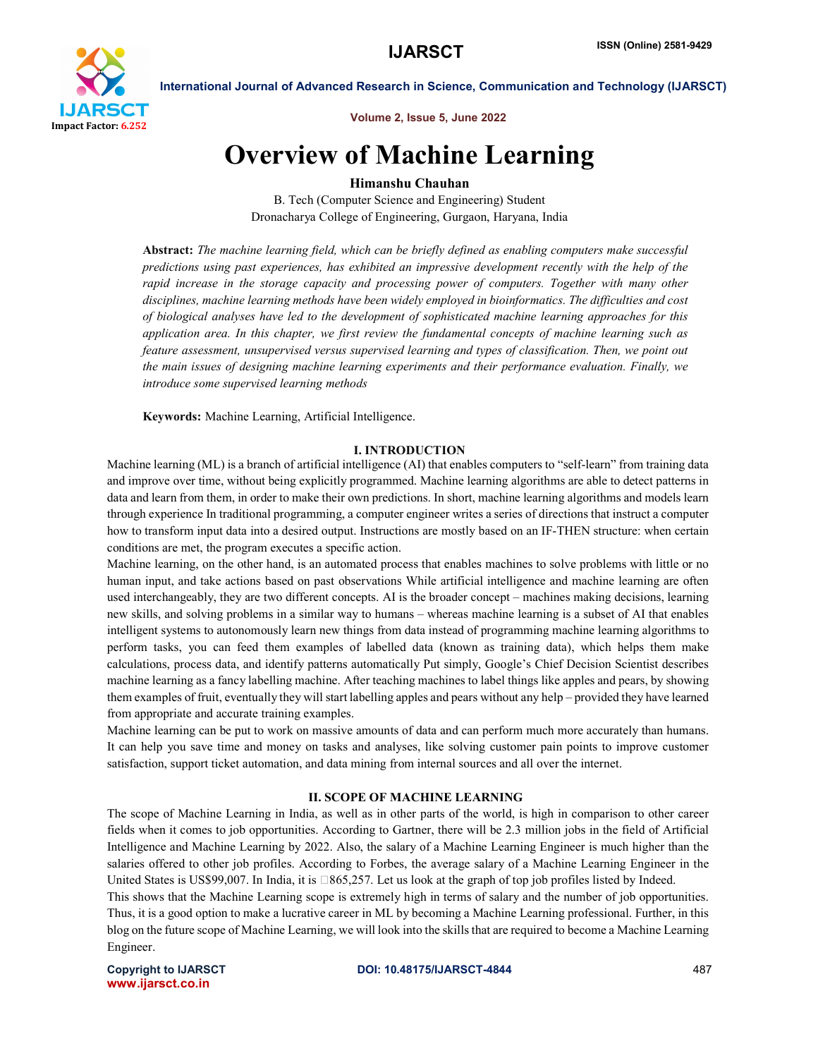# Overview of Machine Learning

**Himanshu Chauhan**

B. Tech (Computer Science and Engineering) Student

Dronacharya College of Engineering, Gurgaon, Haryana, India

**Abstract:** *The machine learning field, which can be briefly defined as enabling computers make successful predictions using past experiences, has exhibited an impressive development recently with the help of the rapid increase in the storage capacity and processing power of computers. Together with many other disciplines, machine learning methods have been widely employed in bioinformatics. The difficulties and cost of biological analyses have led to the development of sophisticated machine learning approaches for this application area. In this chapter, we first review the fundamental concepts of machine learning such as feature assessment, unsupervised versus supervised learning and types of classification. Then, we point out the main issues of designing machine learning experiments and their performance evaluation. Finally, we introduce some supervised learning methods*

**Keywords:** Machine Learning, Artificial Intelligence.

## I. INTRODUCTION

Machine learning (ML) is a branch of artificial intelligence (AI) that enables computers to "self-learn" from training data and improve over time, without being explicitly programmed. Machine learning algorithms are able to detect patterns in data and learn from them, in order to make their own predictions. In short, machine learning algorithms and models learn through experience In traditional programming, a computer engineer writes a series of directions that instruct a computer how to transform input data into a desired output. Instructions are mostly based on an IF-THEN structure: when certain conditions are met, the program executes a specific action.

Machine learning, on the other hand, is an automated process that enables machines to solve problems with little or no human input, and take actions based on past observations While artificial intelligence and machine learning are often used interchangeably, they are two different concepts. AI is the broader concept – machines making decisions, learning new skills, and solving problems in a similar way to humans – whereas machine learning is a subset of AI that enables intelligent systems to autonomously learn new things from data instead of programming machine learning algorithms to perform tasks, you can feed them examples of labelled data (known as training data), which helps them make calculations, process data, and identify patterns automatically Put simply, Google's Chief Decision Scientist describes machine learning as a fancy labelling machine. After teaching machines to label things like apples and pears, by showing them examples of fruit, eventually they will start labelling apples and pears without any help – provided they have learned from appropriate and accurate training examples.

Machine learning can be put to work on massive amounts of data and can perform much more accurately than humans. It can help you save time and money on tasks and analyses, like solving customer pain points to improve customer satisfaction, support ticket automation, and data mining from internal sources and all over the internet.

## II. SCOPE OF MACHINE LEARNING

The scope of Machine Learning in India, as well as in other parts of the world, is high in comparison to other career fields when it comes to job opportunities. According to Gartner, there will be 2.3 million jobs in the field of Artificial Intelligence and Machine Learning by 2022. Also, the salary of a Machine Learning Engineer is much higher than the salaries offered to other job profiles. According to Forbes, the average salary of a Machine Learning Engineer in the United States is US$99,007. In India, it is □865,257. Let us look at the graph of top job profiles listed by Indeed.

This shows that the Machine Learning scope is extremely high in terms of salary and the number of job opportunities. Thus, it is a good option to make a lucrative career in ML by becoming a Machine Learning professional. Further, in this blog on the future scope of Machine Learning, we will look into the skills that are required to become a Machine Learning Engineer.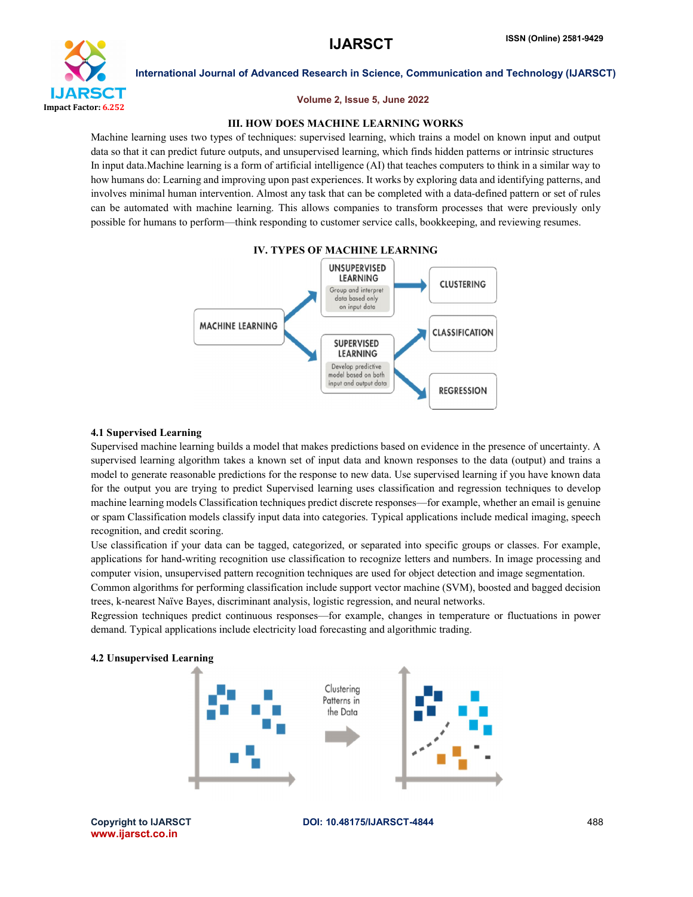## III. HOW DOES MACHINE LEARNING WORKS

Machine learning uses two types of techniques: supervised learning, which trains a model on known input and output data so that it can predict future outputs, and unsupervised learning, which finds hidden patterns or intrinsic structures In input data.Machine learning is a form of artificial intelligence (AI) that teaches computers to think in a similar way to how humans do: Learning and improving upon past experiences. It works by exploring data and identifying patterns, and involves minimal human intervention. Almost any task that can be completed with a data-defined pattern or set of rules can be automated with machine learning. This allows companies to transform processes that were previously only possible for humans to perform—think responding to customer service calls, bookkeeping, and reviewing resumes.

## IV. TYPES OF MACHINE LEARNING

### 4.1 Supervised Learning

Supervised machine learning builds a model that makes predictions based on evidence in the presence of uncertainty. A supervised learning algorithm takes a known set of input data and known responses to the data (output) and trains a model to generate reasonable predictions for the response to new data. Use supervised learning if you have known data for the output you are trying to predict Supervised learning uses classification and regression techniques to develop machine learning models Classification techniques predict discrete responses—for example, whether an email is genuine or spam Classification models classify input data into categories. Typical applications include medical imaging, speech recognition, and credit scoring.

Use classification if your data can be tagged, categorized, or separated into specific groups or classes. For example, applications for hand-writing recognition use classification to recognize letters and numbers. In image processing and computer vision, unsupervised pattern recognition techniques are used for object detection and image segmentation.

Common algorithms for performing classification include support vector machine (SVM), boosted and bagged decision trees, k-nearest Naïve Bayes, discriminant analysis, logistic regression, and neural networks.

Regression techniques predict continuous responses—for example, changes in temperature or fluctuations in power demand. Typical applications include electricity load forecasting and algorithmic trading.

### 4.2 Unsupervised Learning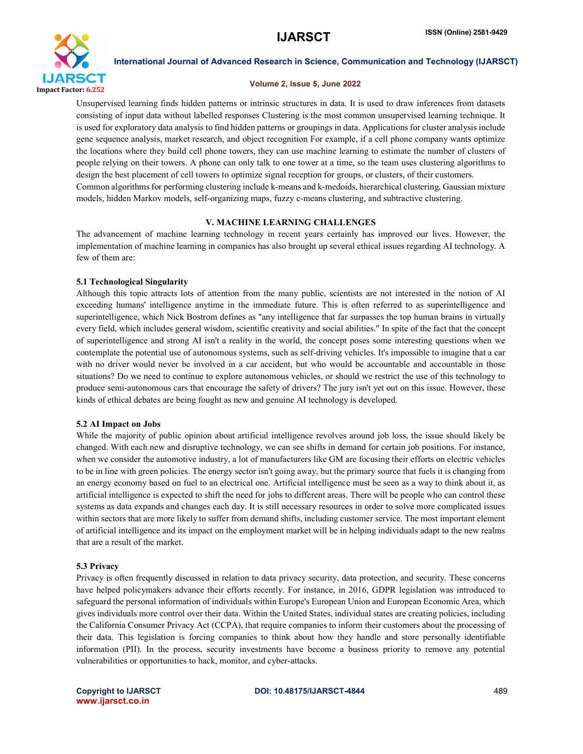Unsupervised learning finds hidden patterns or intrinsic structures in data. It is used to draw inferences from datasets consisting of input data without labelled responses Clustering is the most common unsupervised learning technique. It is used for exploratory data analysis to find hidden patterns or groupings in data. Applications for cluster analysis include gene sequence analysis, market research, and object recognition For example, if a cell phone company wants optimize the locations where they build cell phone towers, they can use machine learning to estimate the number of clusters of people relying on their towers. A phone can only talk to one tower at a time, so the team uses clustering algorithms to design the best placement of cell towers to optimize signal reception for groups, or clusters, of their customers.
Common algorithms for performing clustering include k-means and k-medoids, hierarchical clustering, Gaussian mixture models, hidden Markov models, self-organizing maps, fuzzy c-means clustering, and subtractive clustering.

## V. MACHINE LEARNING CHALLENGES

The advancement of machine learning technology in recent years certainly has improved our lives. However, the implementation of machine learning in companies has also brought up several ethical issues regarding AI technology. A few of them are:

### 5.1 Technological Singularity

Although this topic attracts lots of attention from the many public, scientists are not interested in the notion of AI exceeding humans' intelligence anytime in the immediate future. This is often referred to as superintelligence and superintelligence, which Nick Bostrom defines as "any intelligence that far surpasses the top human brains in virtually every field, which includes general wisdom, scientific creativity and social abilities." In spite of the fact that the concept of superintelligence and strong AI isn't a reality in the world, the concept poses some interesting questions when we contemplate the potential use of autonomous systems, such as self-driving vehicles. It's impossible to imagine that a car with no driver would never be involved in a car accident, but who would be accountable and accountable in those situations? Do we need to continue to explore autonomous vehicles, or should we restrict the use of this technology to produce semi-autonomous cars that encourage the safety of drivers? The jury isn't yet out on this issue. However, these kinds of ethical debates are being fought as new and genuine AI technology is developed.

### 5.2 AI Impact on Jobs

While the majority of public opinion about artificial intelligence revolves around job loss, the issue should likely be changed. With each new and disruptive technology, we can see shifts in demand for certain job positions. For instance, when we consider the automotive industry, a lot of manufacturers like GM are focusing their efforts on electric vehicles to be in line with green policies. The energy sector isn't going away, but the primary source that fuels it is changing from an energy economy based on fuel to an electrical one. Artificial intelligence must be seen as a way to think about it, as artificial intelligence is expected to shift the need for jobs to different areas. There will be people who can control these systems as data expands and changes each day. It is still necessary resources in order to solve more complicated issues within sectors that are more likely to suffer from demand shifts, including customer service. The most important element of artificial intelligence and its impact on the employment market will be in helping individuals adapt to the new realms that are a result of the market.

### 5.3 Privacy

Privacy is often frequently discussed in relation to data privacy security, data protection, and security. These concerns have helped policymakers advance their efforts recently. For instance, in 2016, GDPR legislation was introduced to safeguard the personal information of individuals within Europe's European Union and European Economic Area, which gives individuals more control over their data. Within the United States, individual states are creating policies, including the California Consumer Privacy Act (CCPA), that require companies to inform their customers about the processing of their data. This legislation is forcing companies to think about how they handle and store personally identifiable information (PII). In the process, security investments have become a business priority to remove any potential vulnerabilities or opportunities to hack, monitor, and cyber-attacks.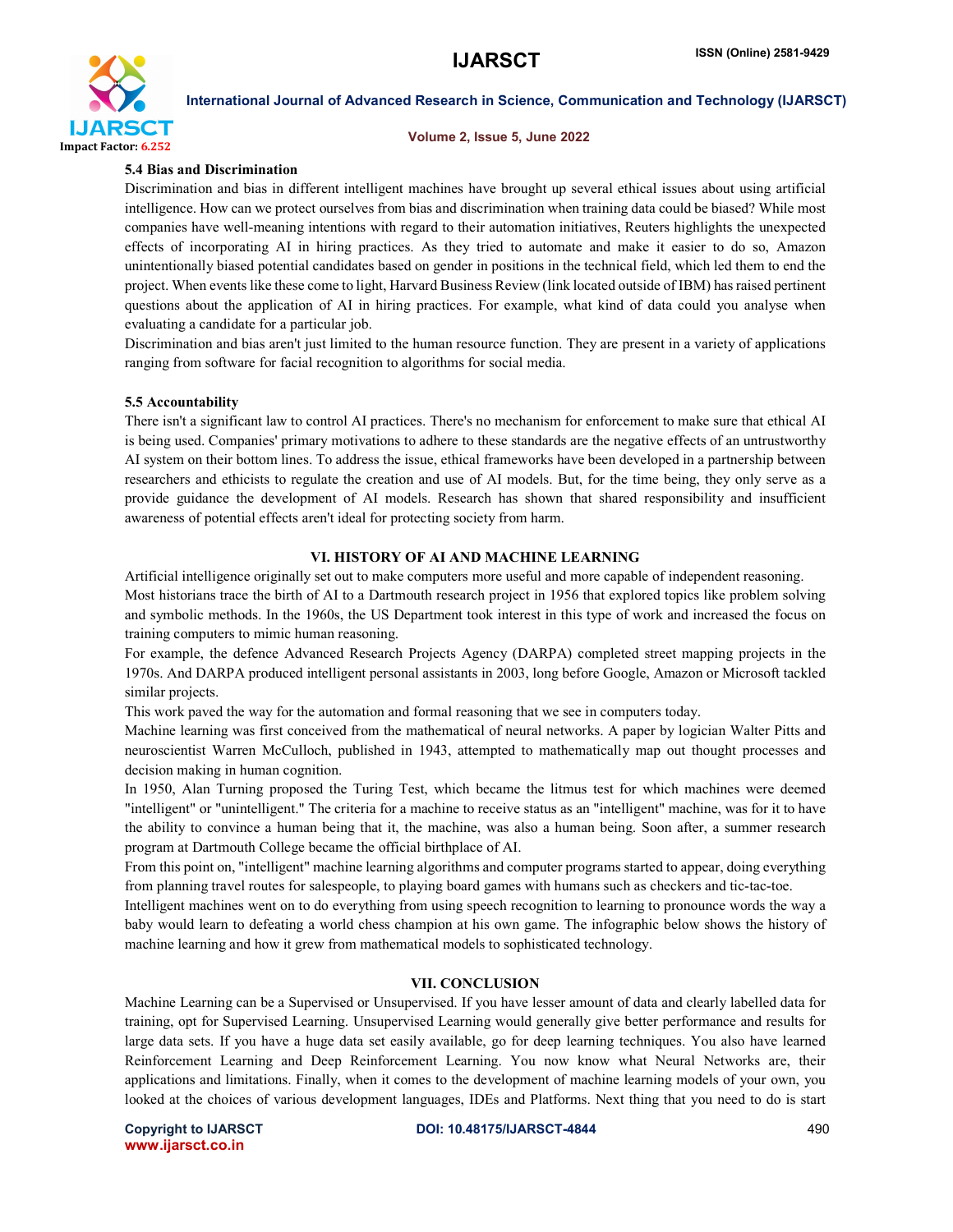### 5.4 Bias and Discrimination

Discrimination and bias in different intelligent machines have brought up several ethical issues about using artificial intelligence. How can we protect ourselves from bias and discrimination when training data could be biased? While most companies have well-meaning intentions with regard to their automation initiatives, Reuters highlights the unexpected effects of incorporating AI in hiring practices. As they tried to automate and make it easier to do so, Amazon unintentionally biased potential candidates based on gender in positions in the technical field, which led them to end the project. When events like these come to light, Harvard Business Review (link located outside of IBM) has raised pertinent questions about the application of AI in hiring practices. For example, what kind of data could you analyse when evaluating a candidate for a particular job.

Discrimination and bias aren't just limited to the human resource function. They are present in a variety of applications ranging from software for facial recognition to algorithms for social media.

### 5.5 Accountability

There isn't a significant law to control AI practices. There's no mechanism for enforcement to make sure that ethical AI is being used. Companies' primary motivations to adhere to these standards are the negative effects of an untrustworthy AI system on their bottom lines. To address the issue, ethical frameworks have been developed in a partnership between researchers and ethicists to regulate the creation and use of AI models. But, for the time being, they only serve as a provide guidance the development of AI models. Research has shown that shared responsibility and insufficient awareness of potential effects aren't ideal for protecting society from harm.

## VI. HISTORY OF AI AND MACHINE LEARNING

Artificial intelligence originally set out to make computers more useful and more capable of independent reasoning.

Most historians trace the birth of AI to a Dartmouth research project in 1956 that explored topics like problem solving and symbolic methods. In the 1960s, the US Department took interest in this type of work and increased the focus on training computers to mimic human reasoning.

For example, the defence Advanced Research Projects Agency (DARPA) completed street mapping projects in the 1970s. And DARPA produced intelligent personal assistants in 2003, long before Google, Amazon or Microsoft tackled similar projects.

This work paved the way for the automation and formal reasoning that we see in computers today.

Machine learning was first conceived from the mathematical of neural networks. A paper by logician Walter Pitts and neuroscientist Warren McCulloch, published in 1943, attempted to mathematically map out thought processes and decision making in human cognition.

In 1950, Alan Turning proposed the Turing Test, which became the litmus test for which machines were deemed "intelligent" or "unintelligent." The criteria for a machine to receive status as an "intelligent" machine, was for it to have the ability to convince a human being that it, the machine, was also a human being. Soon after, a summer research program at Dartmouth College became the official birthplace of AI.

From this point on, "intelligent" machine learning algorithms and computer programs started to appear, doing everything from planning travel routes for salespeople, to playing board games with humans such as checkers and tic-tac-toe.

Intelligent machines went on to do everything from using speech recognition to learning to pronounce words the way a baby would learn to defeating a world chess champion at his own game. The infographic below shows the history of machine learning and how it grew from mathematical models to sophisticated technology.

## VII. CONCLUSION

Machine Learning can be a Supervised or Unsupervised. If you have lesser amount of data and clearly labelled data for training, opt for Supervised Learning. Unsupervised Learning would generally give better performance and results for large data sets. If you have a huge data set easily available, go for deep learning techniques. You also have learned Reinforcement Learning and Deep Reinforcement Learning. You now know what Neural Networks are, their applications and limitations. Finally, when it comes to the development of machine learning models of your own, you looked at the choices of various development languages, IDEs and Platforms. Next thing that you need to do is start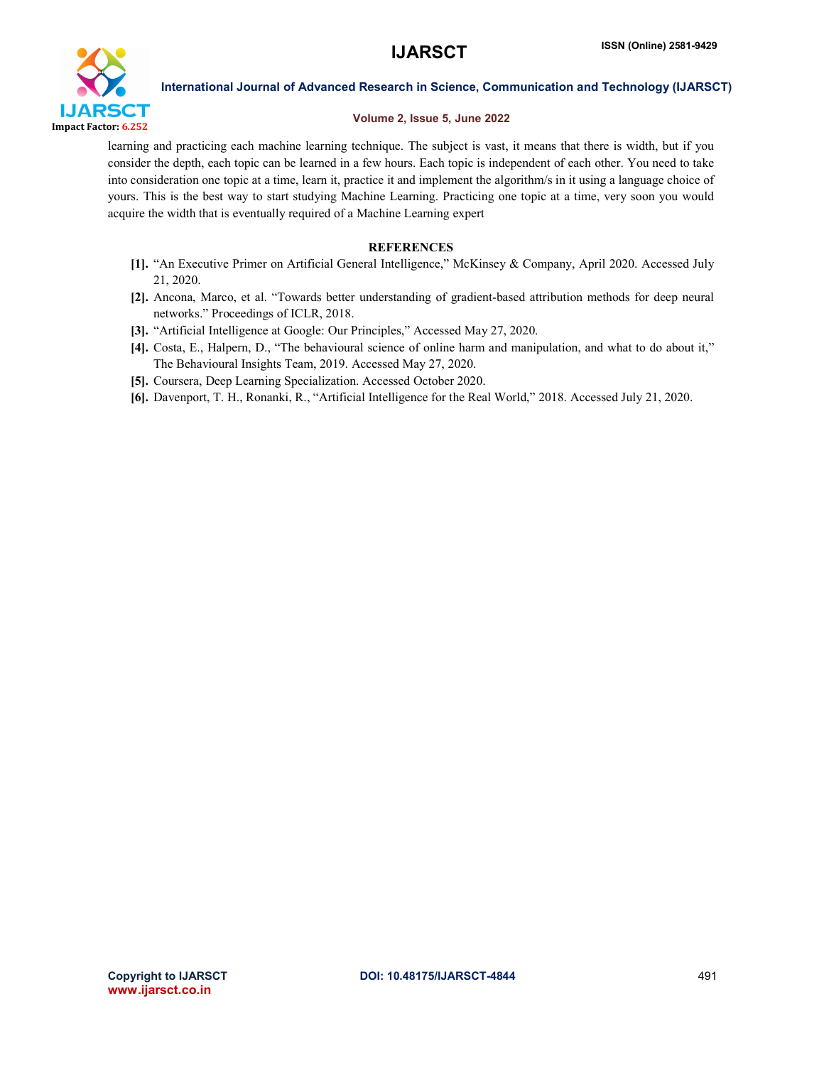learning and practicing each machine learning technique. The subject is vast, it means that there is width, but if you consider the depth, each topic can be learned in a few hours. Each topic is independent of each other. You need to take into consideration one topic at a time, learn it, practice it and implement the algorithm/s in it using a language choice of yours. This is the best way to start studying Machine Learning. Practicing one topic at a time, very soon you would acquire the width that is eventually required of a Machine Learning expert

## REFERENCES

- **[1].** "An Executive Primer on Artificial General Intelligence," McKinsey & Company, April 2020. Accessed July 21, 2020.
- **[2].** Ancona, Marco, et al. "Towards better understanding of gradient-based attribution methods for deep neural networks." Proceedings of ICLR, 2018.
- **[3].** "Artificial Intelligence at Google: Our Principles," Accessed May 27, 2020.
- **[4].** Costa, E., Halpern, D., "The behavioural science of online harm and manipulation, and what to do about it," The Behavioural Insights Team, 2019. Accessed May 27, 2020.
- **[5].** Coursera, Deep Learning Specialization. Accessed October 2020.
- **[6].** Davenport, T. H., Ronanki, R., "Artificial Intelligence for the Real World," 2018. Accessed July 21, 2020.